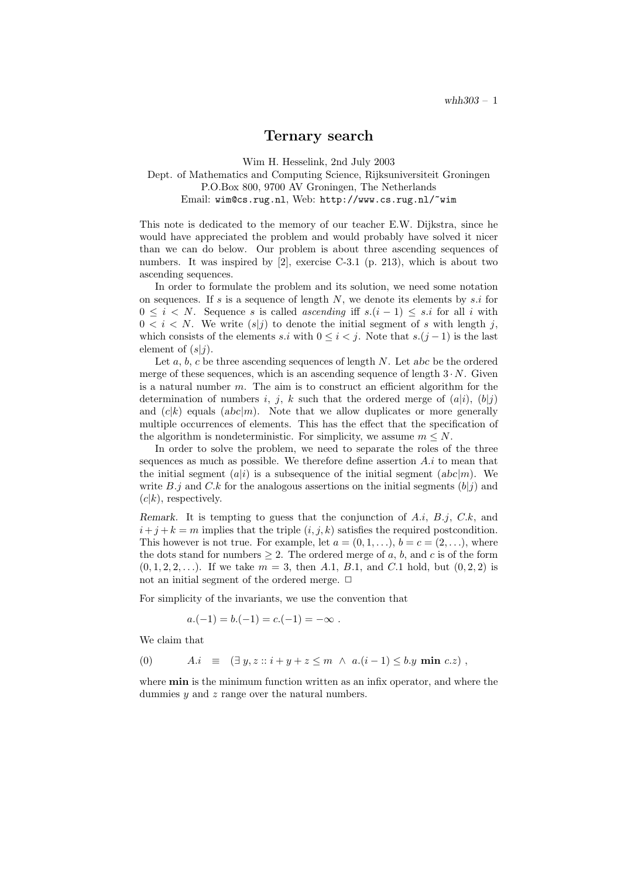# Ternary search

Wim H. Hesselink, 2nd July 2003
Dept. of Mathematics and Computing Science, Rijksuniversiteit Groningen
P.O.Box 800, 9700 AV Groningen, The Netherlands
Email: wim@cs.rug.nl, Web: http://www.cs.rug.nl/~wim

This note is dedicated to the memory of our teacher E.W. Dijkstra, since he would have appreciated the problem and would probably have solved it nicer than we can do below. Our problem is about three ascending sequences of numbers. It was inspired by [2], exercise C-3.1 (p. 213), which is about two ascending sequences.

In order to formulate the problem and its solution, we need some notation on sequences. If $s$ is a sequence of length $N$, we denote its elements by $s.i$ for $0 \leq i < N$. Sequence $s$ is called *ascending* iff $s.(i-1) \leq s.i$ for all $i$ with $0 < i < N$. We write $(s|j)$ to denote the initial segment of $s$ with length $j$, which consists of the elements $s.i$ with $0 \leq i < j$. Note that $s.(j-1)$ is the last element of $(s|j)$.

Let $a$, $b$, $c$ be three ascending sequences of length $N$. Let $abc$ be the ordered merge of these sequences, which is an ascending sequence of length $3 \cdot N$. Given is a natural number $m$. The aim is to construct an efficient algorithm for the determination of numbers $i$, $j$, $k$ such that the ordered merge of $(a|i)$, $(b|j)$ and $(c|k)$ equals $(abc|m)$. Note that we allow duplicates or more generally multiple occurrences of elements. This has the effect that the specification of the algorithm is nondeterministic. For simplicity, we assume $m \leq N$.

In order to solve the problem, we need to separate the roles of the three sequences as much as possible. We therefore define assertion $A.i$ to mean that the initial segment $(a|i)$ is a subsequence of the initial segment $(abc|m)$. We write $B.j$ and $C.k$ for the analogous assertions on the initial segments $(b|j)$ and $(c|k)$, respectively.

*Remark.* It is tempting to guess that the conjunction of $A.i$, $B.j$, $C.k$, and $i+j+k=m$ implies that the triple $(i,j,k)$ satisfies the required postcondition. This however is not true. For example, let $a = (0, 1, \ldots)$, $b = c = (2, \ldots)$, where the dots stand for numbers $\geq 2$. The ordered merge of $a$, $b$, and $c$ is of the form $(0, 1, 2, 2, \ldots)$. If we take $m = 3$, then $A.1$, $B.1$, and $C.1$ hold, but $(0, 2, 2)$ is not an initial segment of the ordered merge. $\square$

For simplicity of the invariants, we use the convention that

$$a.(-1) = b.(-1) = c.(-1) = -\infty \ .$$

We claim that

$$(0) \qquad A.i \quad \equiv \quad (\exists\, y, z :: i + y + z \leq m \ \wedge \ a.(i-1) \leq b.y \ \mathbf{min} \ c.z) \ ,$$

where **min** is the minimum function written as an infix operator, and where the dummies $y$ and $z$ range over the natural numbers.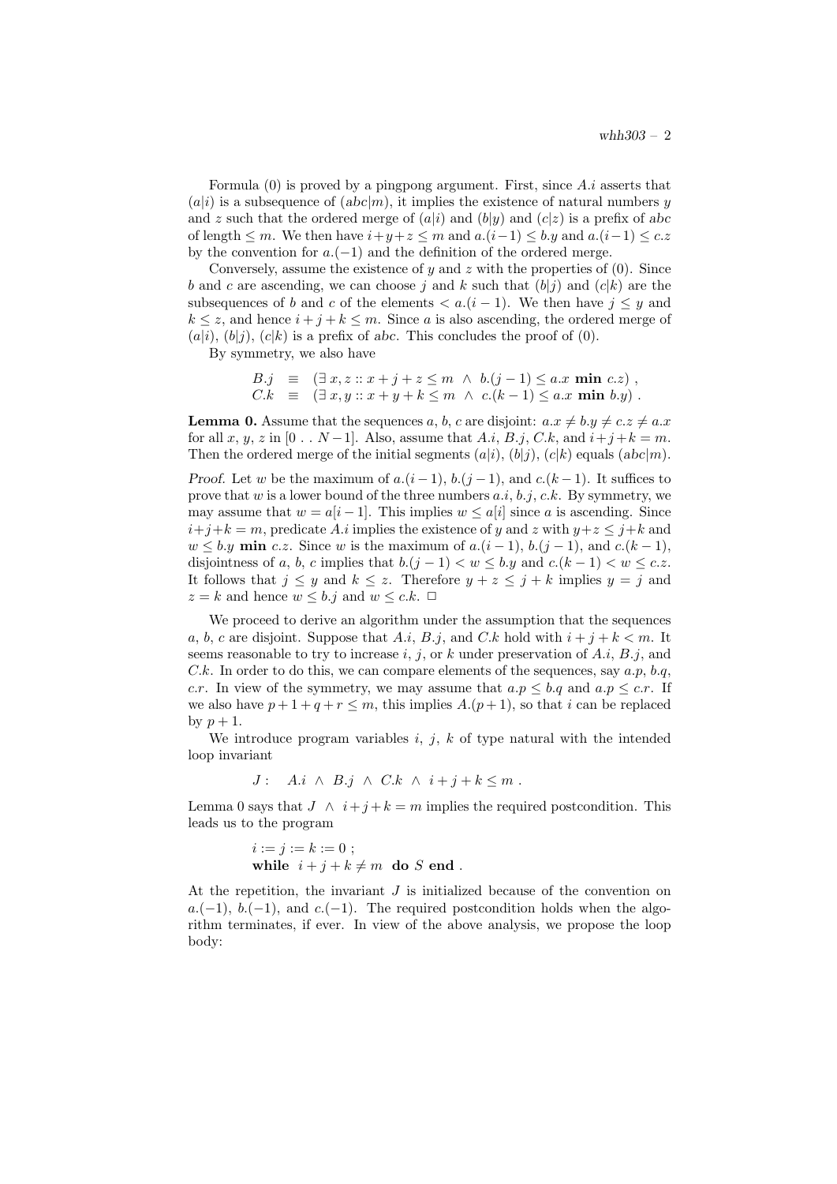Formula (0) is proved by a pingpong argument. First, since $A.i$ asserts that $(a|i)$ is a subsequence of $(abc|m)$, it implies the existence of natural numbers $y$ and $z$ such that the ordered merge of $(a|i)$ and $(b|y)$ and $(c|z)$ is a prefix of $abc$ of length $\leq m$. We then have $i+y+z \leq m$ and $a.(i-1) \leq b.y$ and $a.(i-1) \leq c.z$ by the convention for $a.(-1)$ and the definition of the ordered merge.

Conversely, assume the existence of $y$ and $z$ with the properties of (0). Since $b$ and $c$ are ascending, we can choose $j$ and $k$ such that $(b|j)$ and $(c|k)$ are the subsequences of $b$ and $c$ of the elements $< a.(i-1)$. We then have $j \leq y$ and $k \leq z$, and hence $i+j+k \leq m$. Since $a$ is also ascending, the ordered merge of $(a|i)$, $(b|j)$, $(c|k)$ is a prefix of $abc$. This concludes the proof of (0).

By symmetry, we also have

$$
\begin{array}{lcl}
B.j & \equiv & (\exists\, x, z :: x+j+z \leq m \;\wedge\; b.(j-1) \leq a.x \;\mathbf{min}\; c.z) \;, \\
C.k & \equiv & (\exists\, x, y :: x+y+k \leq m \;\wedge\; c.(k-1) \leq a.x \;\mathbf{min}\; b.y) \;.
\end{array}
$$

**Lemma 0.** Assume that the sequences $a$, $b$, $c$ are disjoint: $a.x \neq b.y \neq c.z \neq a.x$ for all $x$, $y$, $z$ in $[0\,..\,N-1]$. Also, assume that $A.i$, $B.j$, $C.k$, and $i+j+k = m$. Then the ordered merge of the initial segments $(a|i)$, $(b|j)$, $(c|k)$ equals $(abc|m)$.

*Proof.* Let $w$ be the maximum of $a.(i-1)$, $b.(j-1)$, and $c.(k-1)$. It suffices to prove that $w$ is a lower bound of the three numbers $a.i$, $b.j$, $c.k$. By symmetry, we may assume that $w = a[i-1]$. This implies $w \leq a[i]$ since $a$ is ascending. Since $i+j+k = m$, predicate $A.i$ implies the existence of $y$ and $z$ with $y+z \leq j+k$ and $w \leq b.y$ **min** $c.z$. Since $w$ is the maximum of $a.(i-1)$, $b.(j-1)$, and $c.(k-1)$, disjointness of $a$, $b$, $c$ implies that $b.(j-1) < w \leq b.y$ and $c.(k-1) < w \leq c.z$. It follows that $j \leq y$ and $k \leq z$. Therefore $y+z \leq j+k$ implies $y = j$ and $z = k$ and hence $w \leq b.j$ and $w \leq c.k$. □

We proceed to derive an algorithm under the assumption that the sequences $a$, $b$, $c$ are disjoint. Suppose that $A.i$, $B.j$, and $C.k$ hold with $i+j+k < m$. It seems reasonable to try to increase $i$, $j$, or $k$ under preservation of $A.i$, $B.j$, and $C.k$. In order to do this, we can compare elements of the sequences, say $a.p$, $b.q$, $c.r$. In view of the symmetry, we may assume that $a.p \leq b.q$ and $a.p \leq c.r$. If we also have $p+1+q+r \leq m$, this implies $A.(p+1)$, so that $i$ can be replaced by $p+1$.

We introduce program variables $i$, $j$, $k$ of type natural with the intended loop invariant

$$
J: \quad A.i \;\wedge\; B.j \;\wedge\; C.k \;\wedge\; i+j+k \leq m \;.
$$

Lemma 0 says that $J \;\wedge\; i+j+k = m$ implies the required postcondition. This leads us to the program

```
i := j := k := 0 ;
while  i + j + k ≠ m  do S end .
```

At the repetition, the invariant $J$ is initialized because of the convention on $a.(-1)$, $b.(-1)$, and $c.(-1)$. The required postcondition holds when the algorithm terminates, if ever. In view of the above analysis, we propose the loop body: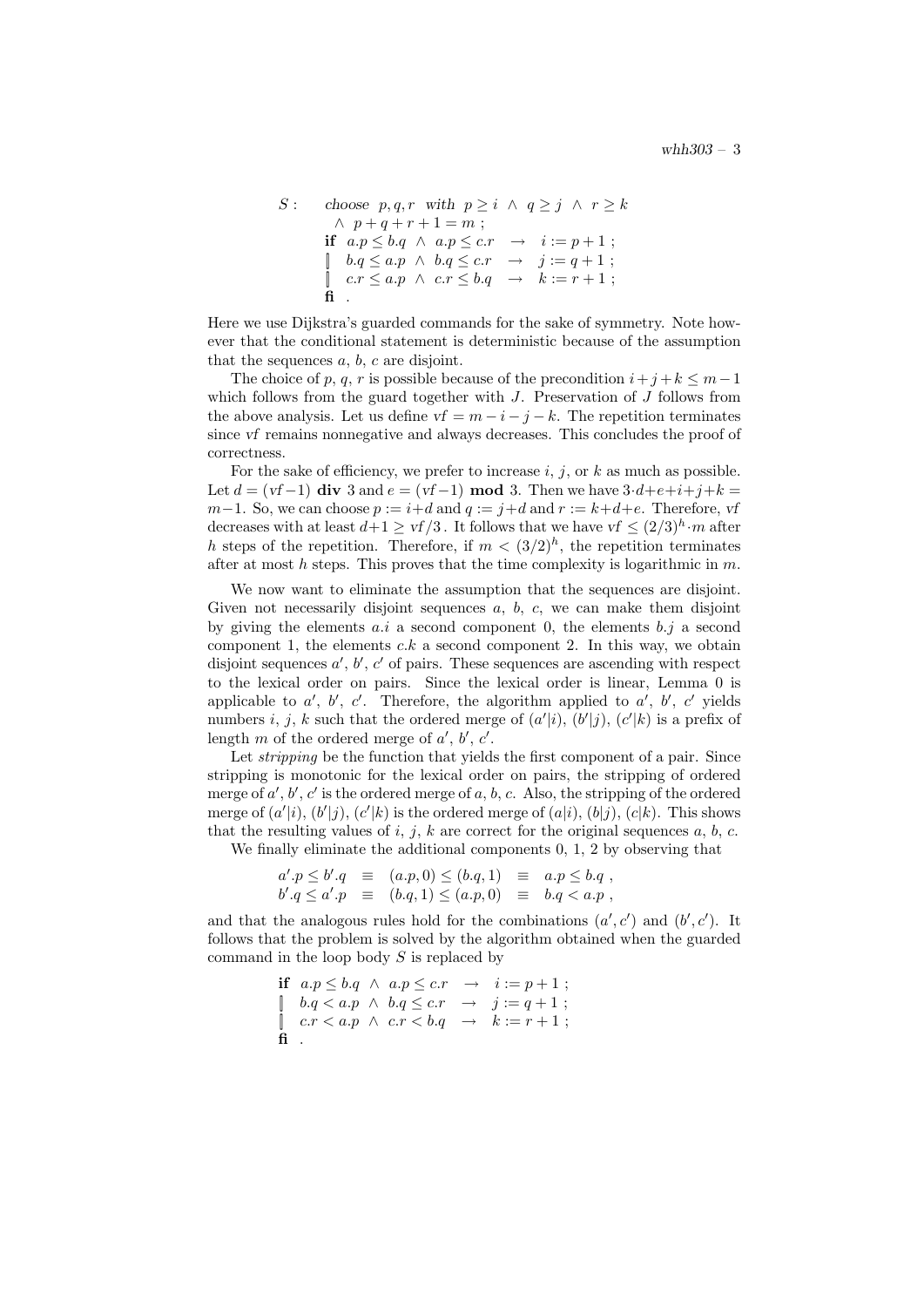$$
\begin{array}{lll}
S: & \textit{choose } p,q,r \textit{ with } p \ge i \;\wedge\; q \ge j \;\wedge\; r \ge k & \\
 & \quad\wedge\; p+q+r+1 = m \;; & \\
 & \textbf{if } a.p \le b.q \;\wedge\; a.p \le c.r \;\rightarrow\; i := p+1 \;; & \\
 & [\!]\;\; b.q \le a.p \;\wedge\; b.q \le c.r \;\rightarrow\; j := q+1 \;; & \\
 & [\!]\;\; c.r \le a.p \;\wedge\; c.r \le b.q \;\rightarrow\; k := r+1 \;; & \\
 & \textbf{fi} \;\; . &
\end{array}
$$

Here we use Dijkstra's guarded commands for the sake of symmetry. Note however that the conditional statement is deterministic because of the assumption that the sequences $a$, $b$, $c$ are disjoint.

The choice of $p$, $q$, $r$ is possible because of the precondition $i+j+k \le m-1$ which follows from the guard together with $J$. Preservation of $J$ follows from the above analysis. Let us define $\mathit{vf} = m-i-j-k$. The repetition terminates since $\mathit{vf}$ remains nonnegative and always decreases. This concludes the proof of correctness.

For the sake of efficiency, we prefer to increase $i$, $j$, or $k$ as much as possible. Let $d = (\mathit{vf}-1)$ **div** $3$ and $e = (\mathit{vf}-1)$ **mod** $3$. Then we have $3\cdot d+e+i+j+k = m-1$. So, we can choose $p := i+d$ and $q := j+d$ and $r := k+d+e$. Therefore, $\mathit{vf}$ decreases with at least $d+1 \ge \mathit{vf}/3$. It follows that we have $\mathit{vf} \le (2/3)^h \cdot m$ after $h$ steps of the repetition. Therefore, if $m < (3/2)^h$, the repetition terminates after at most $h$ steps. This proves that the time complexity is logarithmic in $m$.

We now want to eliminate the assumption that the sequences are disjoint. Given not necessarily disjoint sequences $a$, $b$, $c$, we can make them disjoint by giving the elements $a.i$ a second component 0, the elements $b.j$ a second component 1, the elements $c.k$ a second component 2. In this way, we obtain disjoint sequences $a'$, $b'$, $c'$ of pairs. These sequences are ascending with respect to the lexical order on pairs. Since the lexical order is linear, Lemma 0 is applicable to $a'$, $b'$, $c'$. Therefore, the algorithm applied to $a'$, $b'$, $c'$ yields numbers $i$, $j$, $k$ such that the ordered merge of $(a'|i)$, $(b'|j)$, $(c'|k)$ is a prefix of length $m$ of the ordered merge of $a'$, $b'$, $c'$.

Let *stripping* be the function that yields the first component of a pair. Since stripping is monotonic for the lexical order on pairs, the stripping of ordered merge of $a'$, $b'$, $c'$ is the ordered merge of $a$, $b$, $c$. Also, the stripping of the ordered merge of $(a'|i)$, $(b'|j)$, $(c'|k)$ is the ordered merge of $(a|i)$, $(b|j)$, $(c|k)$. This shows that the resulting values of $i$, $j$, $k$ are correct for the original sequences $a$, $b$, $c$.

We finally eliminate the additional components 0, 1, 2 by observing that

$$
\begin{array}{lllll}
a'.p \le b'.q & \equiv & (a.p,0) \le (b.q,1) & \equiv & a.p \le b.q \;, \\
b'.q \le a'.p & \equiv & (b.q,1) \le (a.p,0) & \equiv & b.q < a.p \;,
\end{array}
$$

and that the analogous rules hold for the combinations $(a', c')$ and $(b', c')$. It follows that the problem is solved by the algorithm obtained when the guarded command in the loop body $S$ is replaced by

$$
\begin{array}{l}
\textbf{if } a.p \le b.q \;\wedge\; a.p \le c.r \;\rightarrow\; i := p+1 \;; \\
[\!]\;\; b.q < a.p \;\wedge\; b.q \le c.r \;\rightarrow\; j := q+1 \;; \\
[\!]\;\; c.r < a.p \;\wedge\; c.r < b.q \;\rightarrow\; k := r+1 \;; \\
\textbf{fi} \;\; .
\end{array}
$$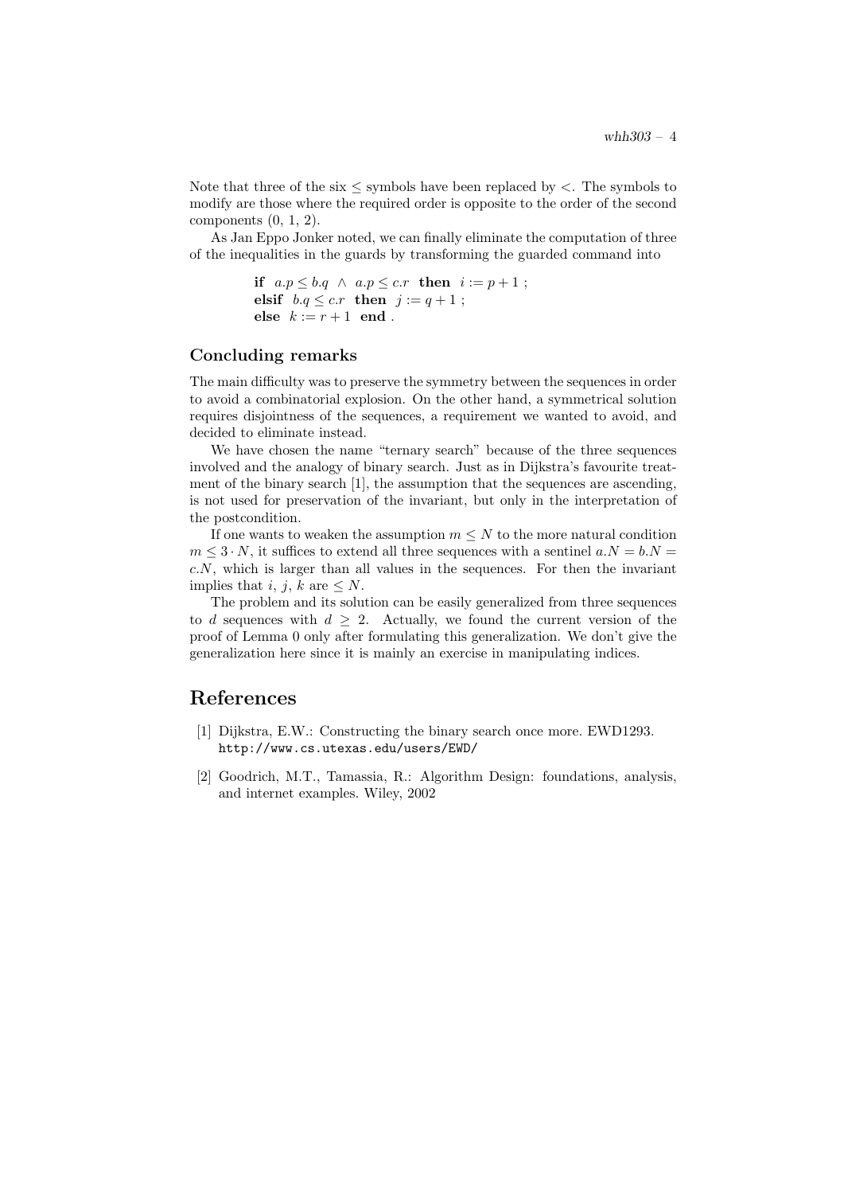Note that three of the six $\leq$ symbols have been replaced by $<$. The symbols to modify are those where the required order is opposite to the order of the second components (0, 1, 2).

As Jan Eppo Jonker noted, we can finally eliminate the computation of three of the inequalities in the guards by transforming the guarded command into

> **if** $a.p \leq b.q \ \wedge \ a.p \leq c.r$ **then** $i := p + 1$ ;
> **elsif** $b.q \leq c.r$ **then** $j := q + 1$ ;
> **else** $k := r + 1$ **end** .

## Concluding remarks

The main difficulty was to preserve the symmetry between the sequences in order to avoid a combinatorial explosion. On the other hand, a symmetrical solution requires disjointness of the sequences, a requirement we wanted to avoid, and decided to eliminate instead.

We have chosen the name "ternary search" because of the three sequences involved and the analogy of binary search. Just as in Dijkstra's favourite treatment of the binary search [1], the assumption that the sequences are ascending, is not used for preservation of the invariant, but only in the interpretation of the postcondition.

If one wants to weaken the assumption $m \leq N$ to the more natural condition $m \leq 3 \cdot N$, it suffices to extend all three sequences with a sentinel $a.N = b.N = c.N$, which is larger than all values in the sequences. For then the invariant implies that $i$, $j$, $k$ are $\leq N$.

The problem and its solution can be easily generalized from three sequences to $d$ sequences with $d \geq 2$. Actually, we found the current version of the proof of Lemma 0 only after formulating this generalization. We don't give the generalization here since it is mainly an exercise in manipulating indices.

# References

[1] Dijkstra, E.W.: Constructing the binary search once more. EWD1293. `http://www.cs.utexas.edu/users/EWD/`

[2] Goodrich, M.T., Tamassia, R.: Algorithm Design: foundations, analysis, and internet examples. Wiley, 2002